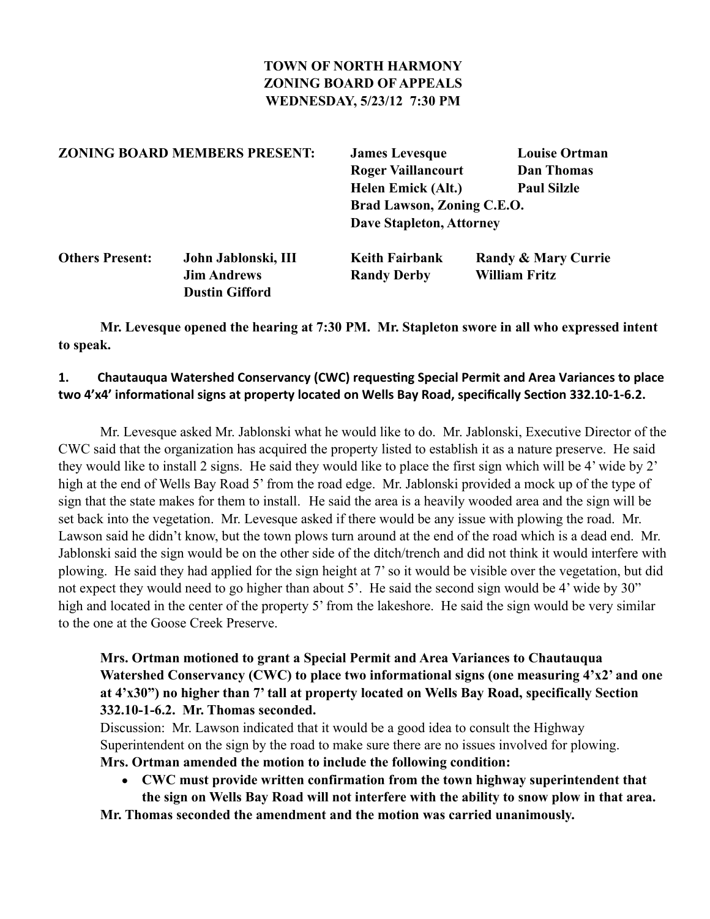**TOWN OF NORTH HARMONY**
**ZONING BOARD OF APPEALS**
**WEDNESDAY, 5/23/12 7:30 PM**

| **ZONING BOARD MEMBERS PRESENT:** | **James Levesque** | **Louise Ortman** |
|---|---|---|
| | **Roger Vaillancourt** | **Dan Thomas** |
| | **Helen Emick (Alt.)** | **Paul Silzle** |
| | **Brad Lawson, Zoning C.E.O.** | |
| | **Dave Stapleton, Attorney** | |

| **Others Present:** | **John Jablonski, III** | **Keith Fairbank** | **Randy & Mary Currie** |
|---|---|---|---|
| | **Jim Andrews** | **Randy Derby** | **William Fritz** |
| | **Dustin Gifford** | | |

**Mr. Levesque opened the hearing at 7:30 PM. Mr. Stapleton swore in all who expressed intent to speak.**

**1. Chautauqua Watershed Conservancy (CWC) requesting Special Permit and Area Variances to place two 4'x4' informational signs at property located on Wells Bay Road, specifically Section 332.10-1-6.2.**

Mr. Levesque asked Mr. Jablonski what he would like to do. Mr. Jablonski, Executive Director of the CWC said that the organization has acquired the property listed to establish it as a nature preserve. He said they would like to install 2 signs. He said they would like to place the first sign which will be 4' wide by 2' high at the end of Wells Bay Road 5' from the road edge. Mr. Jablonski provided a mock up of the type of sign that the state makes for them to install. He said the area is a heavily wooded area and the sign will be set back into the vegetation. Mr. Levesque asked if there would be any issue with plowing the road. Mr. Lawson said he didn't know, but the town plows turn around at the end of the road which is a dead end. Mr. Jablonski said the sign would be on the other side of the ditch/trench and did not think it would interfere with plowing. He said they had applied for the sign height at 7' so it would be visible over the vegetation, but did not expect they would need to go higher than about 5'. He said the second sign would be 4' wide by 30" high and located in the center of the property 5' from the lakeshore. He said the sign would be very similar to the one at the Goose Creek Preserve.

**Mrs. Ortman motioned to grant a Special Permit and Area Variances to Chautauqua Watershed Conservancy (CWC) to place two informational signs (one measuring 4'x2' and one at 4'x30") no higher than 7' tall at property located on Wells Bay Road, specifically Section 332.10-1-6.2. Mr. Thomas seconded.**

Discussion: Mr. Lawson indicated that it would be a good idea to consult the Highway Superintendent on the sign by the road to make sure there are no issues involved for plowing.

**Mrs. Ortman amended the motion to include the following condition:**

- **CWC must provide written confirmation from the town highway superintendent that the sign on Wells Bay Road will not interfere with the ability to snow plow in that area.**

**Mr. Thomas seconded the amendment and the motion was carried unanimously.**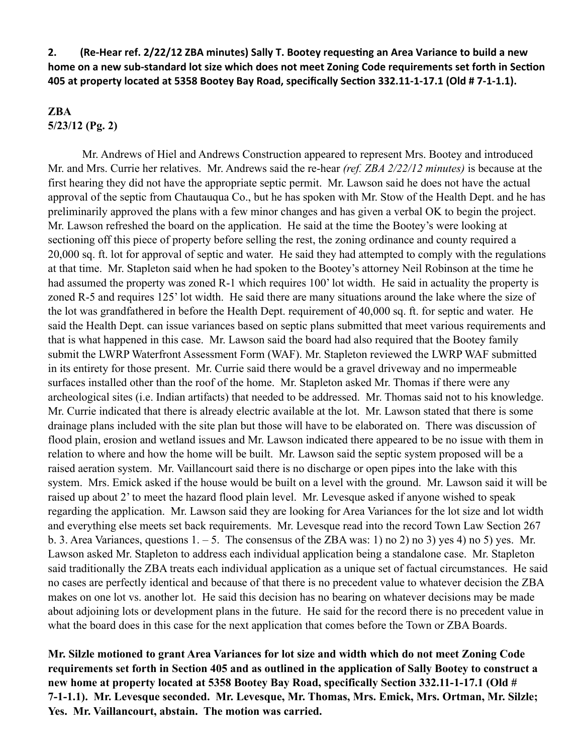**2. (Re-Hear ref. 2/22/12 ZBA minutes) Sally T. Bootey requesting an Area Variance to build a new home on a new sub-standard lot size which does not meet Zoning Code requirements set forth in Section 405 at property located at 5358 Bootey Bay Road, specifically Section 332.11-1-17.1 (Old # 7-1-1.1).**

**ZBA**
**5/23/12 (Pg. 2)**

Mr. Andrews of Hiel and Andrews Construction appeared to represent Mrs. Bootey and introduced Mr. and Mrs. Currie her relatives. Mr. Andrews said the re-hear *(ref. ZBA 2/22/12 minutes)* is because at the first hearing they did not have the appropriate septic permit. Mr. Lawson said he does not have the actual approval of the septic from Chautauqua Co., but he has spoken with Mr. Stow of the Health Dept. and he has preliminarily approved the plans with a few minor changes and has given a verbal OK to begin the project. Mr. Lawson refreshed the board on the application. He said at the time the Bootey's were looking at sectioning off this piece of property before selling the rest, the zoning ordinance and county required a 20,000 sq. ft. lot for approval of septic and water. He said they had attempted to comply with the regulations at that time. Mr. Stapleton said when he had spoken to the Bootey's attorney Neil Robinson at the time he had assumed the property was zoned R-1 which requires 100' lot width. He said in actuality the property is zoned R-5 and requires 125' lot width. He said there are many situations around the lake where the size of the lot was grandfathered in before the Health Dept. requirement of 40,000 sq. ft. for septic and water. He said the Health Dept. can issue variances based on septic plans submitted that meet various requirements and that is what happened in this case. Mr. Lawson said the board had also required that the Bootey family submit the LWRP Waterfront Assessment Form (WAF). Mr. Stapleton reviewed the LWRP WAF submitted in its entirety for those present. Mr. Currie said there would be a gravel driveway and no impermeable surfaces installed other than the roof of the home. Mr. Stapleton asked Mr. Thomas if there were any archeological sites (i.e. Indian artifacts) that needed to be addressed. Mr. Thomas said not to his knowledge. Mr. Currie indicated that there is already electric available at the lot. Mr. Lawson stated that there is some drainage plans included with the site plan but those will have to be elaborated on. There was discussion of flood plain, erosion and wetland issues and Mr. Lawson indicated there appeared to be no issue with them in relation to where and how the home will be built. Mr. Lawson said the septic system proposed will be a raised aeration system. Mr. Vaillancourt said there is no discharge or open pipes into the lake with this system. Mrs. Emick asked if the house would be built on a level with the ground. Mr. Lawson said it will be raised up about 2' to meet the hazard flood plain level. Mr. Levesque asked if anyone wished to speak regarding the application. Mr. Lawson said they are looking for Area Variances for the lot size and lot width and everything else meets set back requirements. Mr. Levesque read into the record Town Law Section 267 b. 3. Area Variances, questions 1. – 5. The consensus of the ZBA was: 1) no 2) no 3) yes 4) no 5) yes. Mr. Lawson asked Mr. Stapleton to address each individual application being a standalone case. Mr. Stapleton said traditionally the ZBA treats each individual application as a unique set of factual circumstances. He said no cases are perfectly identical and because of that there is no precedent value to whatever decision the ZBA makes on one lot vs. another lot. He said this decision has no bearing on whatever decisions may be made about adjoining lots or development plans in the future. He said for the record there is no precedent value in what the board does in this case for the next application that comes before the Town or ZBA Boards.

**Mr. Silzle motioned to grant Area Variances for lot size and width which do not meet Zoning Code requirements set forth in Section 405 and as outlined in the application of Sally Bootey to construct a new home at property located at 5358 Bootey Bay Road, specifically Section 332.11-1-17.1 (Old # 7-1-1.1). Mr. Levesque seconded. Mr. Levesque, Mr. Thomas, Mrs. Emick, Mrs. Ortman, Mr. Silzle; Yes. Mr. Vaillancourt, abstain. The motion was carried.**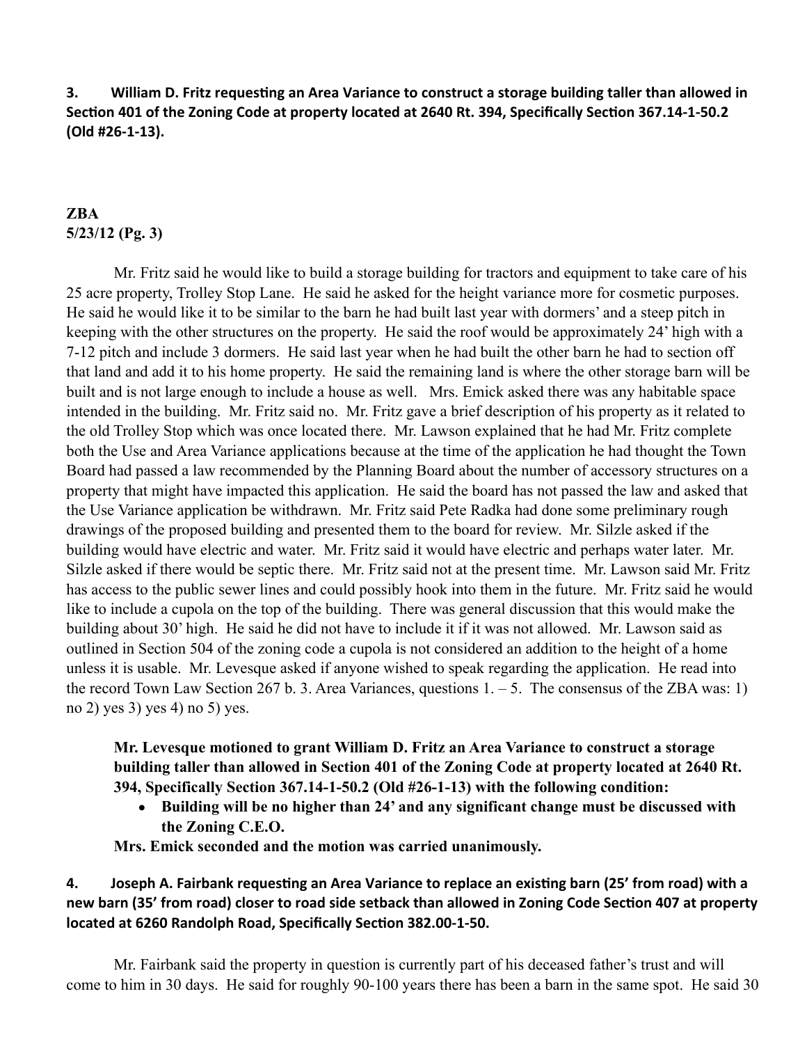**3. William D. Fritz requesting an Area Variance to construct a storage building taller than allowed in Section 401 of the Zoning Code at property located at 2640 Rt. 394, Specifically Section 367.14-1-50.2 (Old #26-1-13).**

**ZBA**
**5/23/12 (Pg. 3)**

Mr. Fritz said he would like to build a storage building for tractors and equipment to take care of his 25 acre property, Trolley Stop Lane. He said he asked for the height variance more for cosmetic purposes. He said he would like it to be similar to the barn he had built last year with dormers' and a steep pitch in keeping with the other structures on the property. He said the roof would be approximately 24' high with a 7-12 pitch and include 3 dormers. He said last year when he had built the other barn he had to section off that land and add it to his home property. He said the remaining land is where the other storage barn will be built and is not large enough to include a house as well. Mrs. Emick asked there was any habitable space intended in the building. Mr. Fritz said no. Mr. Fritz gave a brief description of his property as it related to the old Trolley Stop which was once located there. Mr. Lawson explained that he had Mr. Fritz complete both the Use and Area Variance applications because at the time of the application he had thought the Town Board had passed a law recommended by the Planning Board about the number of accessory structures on a property that might have impacted this application. He said the board has not passed the law and asked that the Use Variance application be withdrawn. Mr. Fritz said Pete Radka had done some preliminary rough drawings of the proposed building and presented them to the board for review. Mr. Silzle asked if the building would have electric and water. Mr. Fritz said it would have electric and perhaps water later. Mr. Silzle asked if there would be septic there. Mr. Fritz said not at the present time. Mr. Lawson said Mr. Fritz has access to the public sewer lines and could possibly hook into them in the future. Mr. Fritz said he would like to include a cupola on the top of the building. There was general discussion that this would make the building about 30' high. He said he did not have to include it if it was not allowed. Mr. Lawson said as outlined in Section 504 of the zoning code a cupola is not considered an addition to the height of a home unless it is usable. Mr. Levesque asked if anyone wished to speak regarding the application. He read into the record Town Law Section 267 b. 3. Area Variances, questions 1. – 5. The consensus of the ZBA was: 1) no 2) yes 3) yes 4) no 5) yes.

**Mr. Levesque motioned to grant William D. Fritz an Area Variance to construct a storage building taller than allowed in Section 401 of the Zoning Code at property located at 2640 Rt. 394, Specifically Section 367.14-1-50.2 (Old #26-1-13) with the following condition:**

- **Building will be no higher than 24' and any significant change must be discussed with the Zoning C.E.O.**

**Mrs. Emick seconded and the motion was carried unanimously.**

**4. Joseph A. Fairbank requesting an Area Variance to replace an existing barn (25' from road) with a new barn (35' from road) closer to road side setback than allowed in Zoning Code Section 407 at property located at 6260 Randolph Road, Specifically Section 382.00-1-50.**

Mr. Fairbank said the property in question is currently part of his deceased father's trust and will come to him in 30 days. He said for roughly 90-100 years there has been a barn in the same spot. He said 30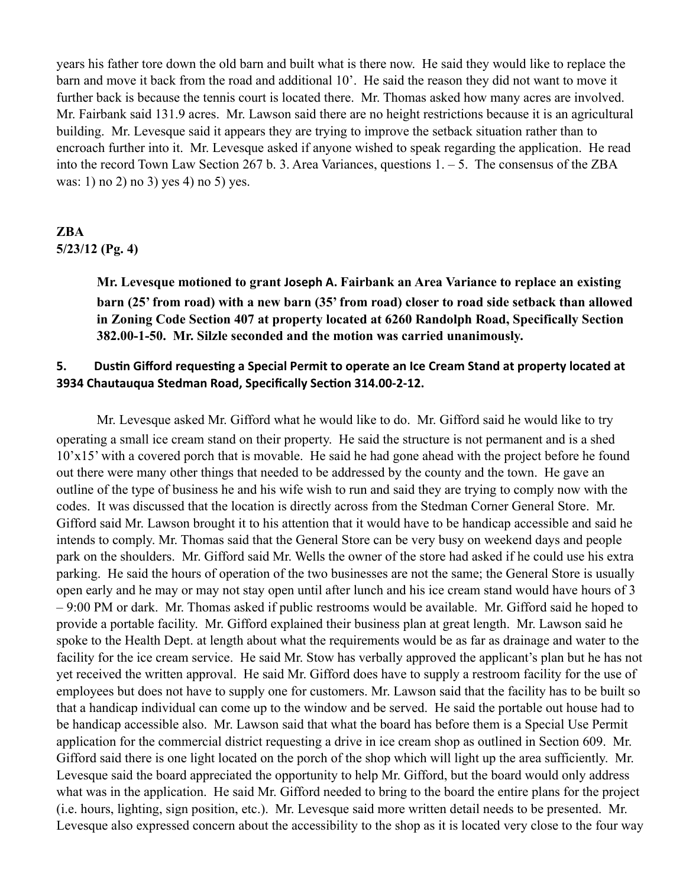years his father tore down the old barn and built what is there now. He said they would like to replace the barn and move it back from the road and additional 10'. He said the reason they did not want to move it further back is because the tennis court is located there. Mr. Thomas asked how many acres are involved. Mr. Fairbank said 131.9 acres. Mr. Lawson said there are no height restrictions because it is an agricultural building. Mr. Levesque said it appears they are trying to improve the setback situation rather than to encroach further into it. Mr. Levesque asked if anyone wished to speak regarding the application. He read into the record Town Law Section 267 b. 3. Area Variances, questions 1. – 5. The consensus of the ZBA was: 1) no 2) no 3) yes 4) no 5) yes.

**ZBA**
**5/23/12 (Pg. 4)**

> **Mr. Levesque motioned to grant Joseph A. Fairbank an Area Variance to replace an existing barn (25' from road) with a new barn (35' from road) closer to road side setback than allowed in Zoning Code Section 407 at property located at 6260 Randolph Road, Specifically Section 382.00-1-50. Mr. Silzle seconded and the motion was carried unanimously.**

**5. Dustin Gifford requesting a Special Permit to operate an Ice Cream Stand at property located at 3934 Chautauqua Stedman Road, Specifically Section 314.00-2-12.**

Mr. Levesque asked Mr. Gifford what he would like to do. Mr. Gifford said he would like to try operating a small ice cream stand on their property. He said the structure is not permanent and is a shed 10'x15' with a covered porch that is movable. He said he had gone ahead with the project before he found out there were many other things that needed to be addressed by the county and the town. He gave an outline of the type of business he and his wife wish to run and said they are trying to comply now with the codes. It was discussed that the location is directly across from the Stedman Corner General Store. Mr. Gifford said Mr. Lawson brought it to his attention that it would have to be handicap accessible and said he intends to comply. Mr. Thomas said that the General Store can be very busy on weekend days and people park on the shoulders. Mr. Gifford said Mr. Wells the owner of the store had asked if he could use his extra parking. He said the hours of operation of the two businesses are not the same; the General Store is usually open early and he may or may not stay open until after lunch and his ice cream stand would have hours of 3 – 9:00 PM or dark. Mr. Thomas asked if public restrooms would be available. Mr. Gifford said he hoped to provide a portable facility. Mr. Gifford explained their business plan at great length. Mr. Lawson said he spoke to the Health Dept. at length about what the requirements would be as far as drainage and water to the facility for the ice cream service. He said Mr. Stow has verbally approved the applicant's plan but he has not yet received the written approval. He said Mr. Gifford does have to supply a restroom facility for the use of employees but does not have to supply one for customers. Mr. Lawson said that the facility has to be built so that a handicap individual can come up to the window and be served. He said the portable out house had to be handicap accessible also. Mr. Lawson said that what the board has before them is a Special Use Permit application for the commercial district requesting a drive in ice cream shop as outlined in Section 609. Mr. Gifford said there is one light located on the porch of the shop which will light up the area sufficiently. Mr. Levesque said the board appreciated the opportunity to help Mr. Gifford, but the board would only address what was in the application. He said Mr. Gifford needed to bring to the board the entire plans for the project (i.e. hours, lighting, sign position, etc.). Mr. Levesque said more written detail needs to be presented. Mr. Levesque also expressed concern about the accessibility to the shop as it is located very close to the four way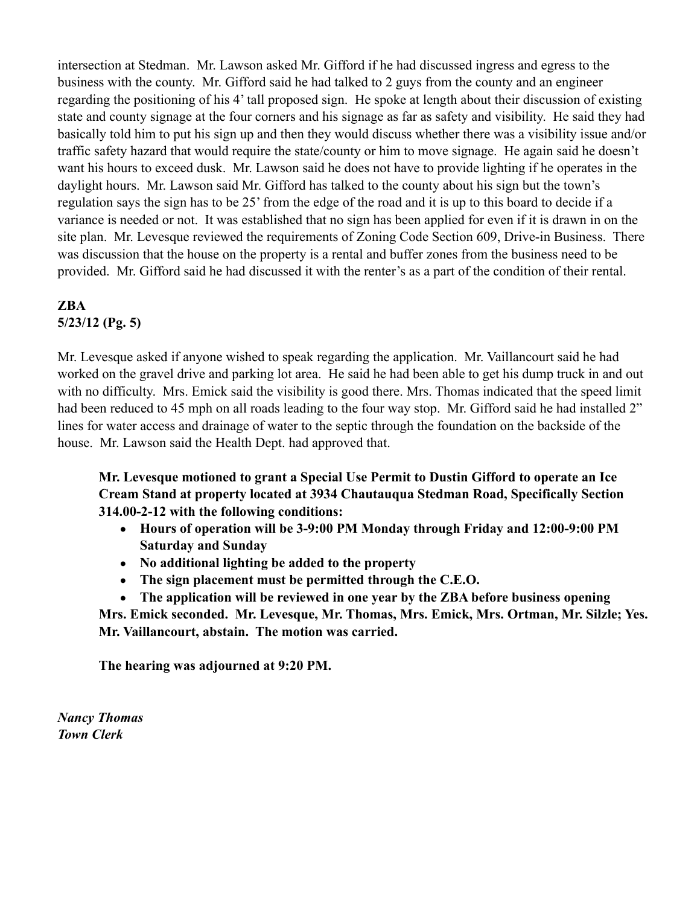intersection at Stedman. Mr. Lawson asked Mr. Gifford if he had discussed ingress and egress to the business with the county. Mr. Gifford said he had talked to 2 guys from the county and an engineer regarding the positioning of his 4' tall proposed sign. He spoke at length about their discussion of existing state and county signage at the four corners and his signage as far as safety and visibility. He said they had basically told him to put his sign up and then they would discuss whether there was a visibility issue and/or traffic safety hazard that would require the state/county or him to move signage. He again said he doesn't want his hours to exceed dusk. Mr. Lawson said he does not have to provide lighting if he operates in the daylight hours. Mr. Lawson said Mr. Gifford has talked to the county about his sign but the town's regulation says the sign has to be 25' from the edge of the road and it is up to this board to decide if a variance is needed or not. It was established that no sign has been applied for even if it is drawn in on the site plan. Mr. Levesque reviewed the requirements of Zoning Code Section 609, Drive-in Business. There was discussion that the house on the property is a rental and buffer zones from the business need to be provided. Mr. Gifford said he had discussed it with the renter's as a part of the condition of their rental.

**ZBA**
**5/23/12 (Pg. 5)**

Mr. Levesque asked if anyone wished to speak regarding the application. Mr. Vaillancourt said he had worked on the gravel drive and parking lot area. He said he had been able to get his dump truck in and out with no difficulty. Mrs. Emick said the visibility is good there. Mrs. Thomas indicated that the speed limit had been reduced to 45 mph on all roads leading to the four way stop. Mr. Gifford said he had installed 2" lines for water access and drainage of water to the septic through the foundation on the backside of the house. Mr. Lawson said the Health Dept. had approved that.

**Mr. Levesque motioned to grant a Special Use Permit to Dustin Gifford to operate an Ice Cream Stand at property located at 3934 Chautauqua Stedman Road, Specifically Section 314.00-2-12 with the following conditions:**

- **Hours of operation will be 3-9:00 PM Monday through Friday and 12:00-9:00 PM Saturday and Sunday**
- **No additional lighting be added to the property**
- **The sign placement must be permitted through the C.E.O.**
- **The application will be reviewed in one year by the ZBA before business opening**

**Mrs. Emick seconded. Mr. Levesque, Mr. Thomas, Mrs. Emick, Mrs. Ortman, Mr. Silzle; Yes. Mr. Vaillancourt, abstain. The motion was carried.**

**The hearing was adjourned at 9:20 PM.**

***Nancy Thomas***
***Town Clerk***